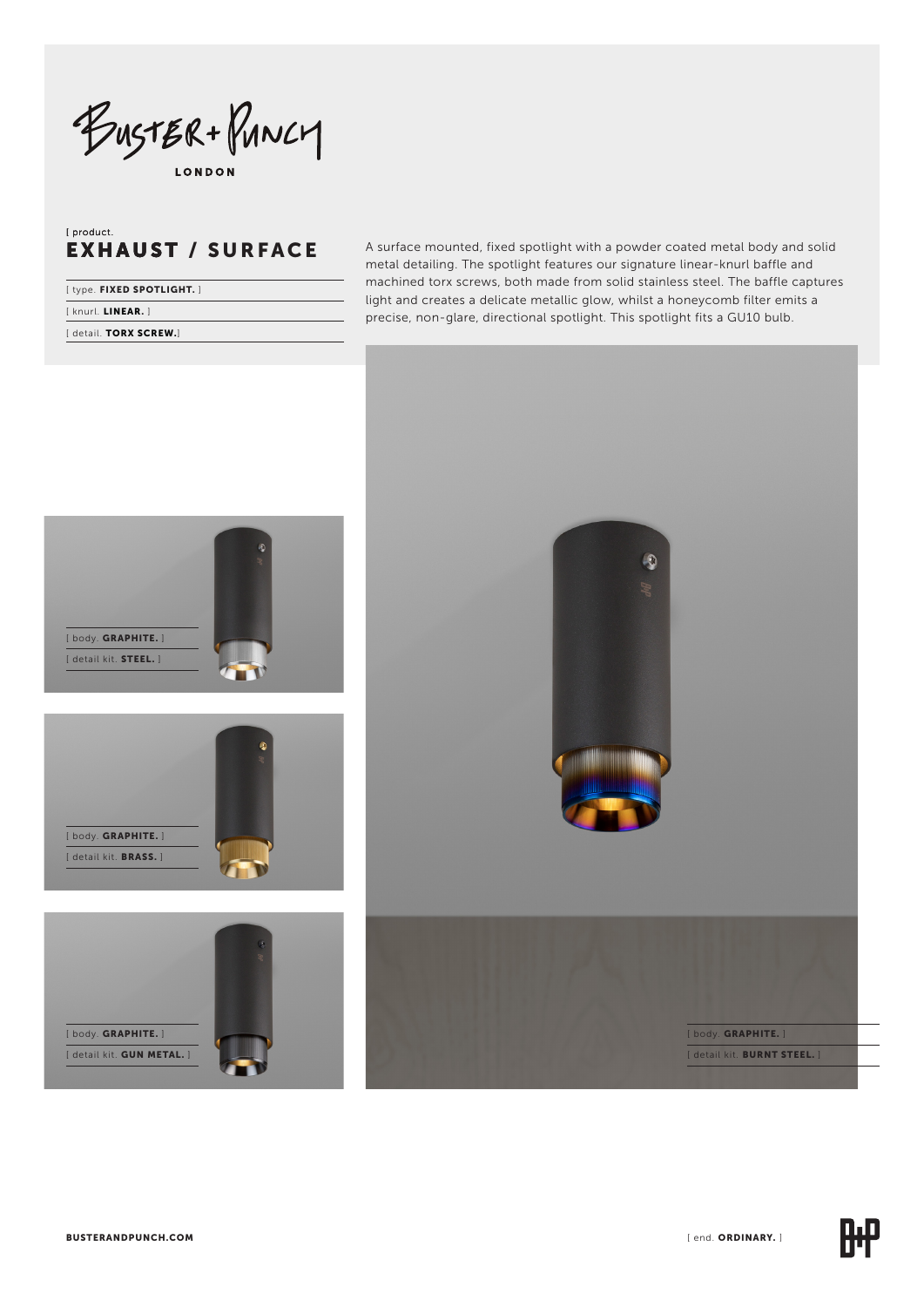BUSTER + PUNCH

LONDON

[ product.

# EXHAUST / SURFACE

[ type. **FIXED SPOTLIGHT.** ]

[ knurl. **LINEAR.** ]

[ detail. **TORX SCREW.**]

A surface mounted, fixed spotlight with a powder coated metal body and solid metal detailing. The spotlight features our signature linear-knurl baffle and machined torx screws, both made from solid stainless steel. The baffle captures light and creates a delicate metallic glow, whilst a honeycomb filter emits a precise, non-glare, directional spotlight. This spotlight fits a GU10 bulb.

[ body. **GRAPHITE.** ]

[ detail kit. **STEEL.** ]

[ body. **GRAPHITE.** ]

[ detail kit. **BRASS.** ]

[ body. **GRAPHITE.** ]

[ detail kit. **GUN METAL.** ]

[ body. **GRAPHITE.** ]

[ detail kit. **BURNT STEEL.** ]

**BUSTERANDPUNCH.COM**

[ end. **ORDINARY.** ]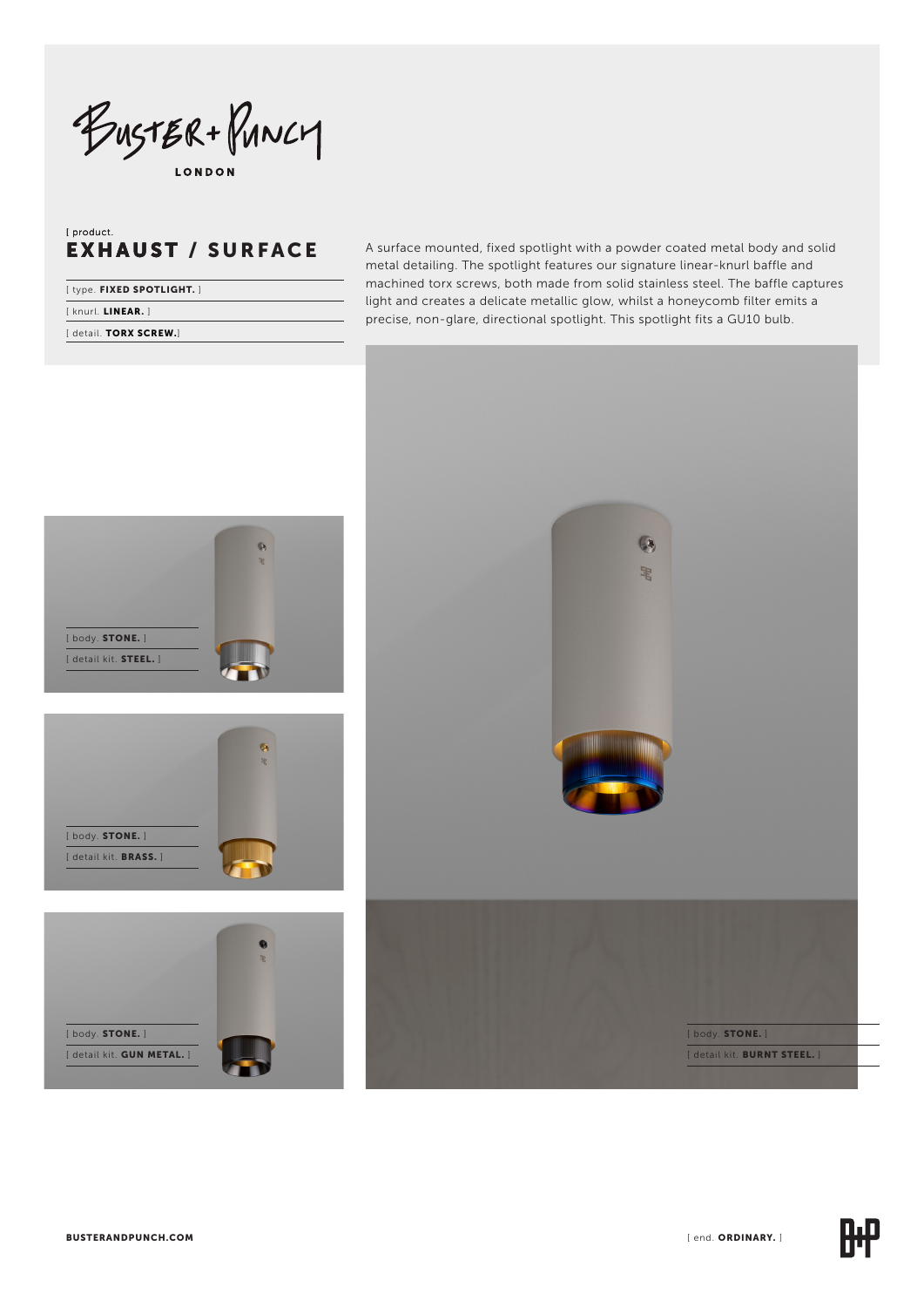BUSTER + PUNCH

LONDON

[ product.

# EXHAUST / SURFACE

[ type. **FIXED SPOTLIGHT.** ]

[ knurl. **LINEAR.** ]

[ detail. **TORX SCREW.**]

A surface mounted, fixed spotlight with a powder coated metal body and solid metal detailing. The spotlight features our signature linear-knurl baffle and machined torx screws, both made from solid stainless steel. The baffle captures light and creates a delicate metallic glow, whilst a honeycomb filter emits a precise, non-glare, directional spotlight. This spotlight fits a GU10 bulb.

[ body. **STONE.** ]

[ detail kit. **STEEL.** ]

[ body. **STONE.** ]

[ detail kit. **BRASS.** ]

[ body. **STONE.** ]

[ detail kit. **GUN METAL.** ]

[ body. **STONE.** ]

[ detail kit. **BURNT STEEL.** ]

**BUSTERANDPUNCH.COM**

[ end. **ORDINARY.** ]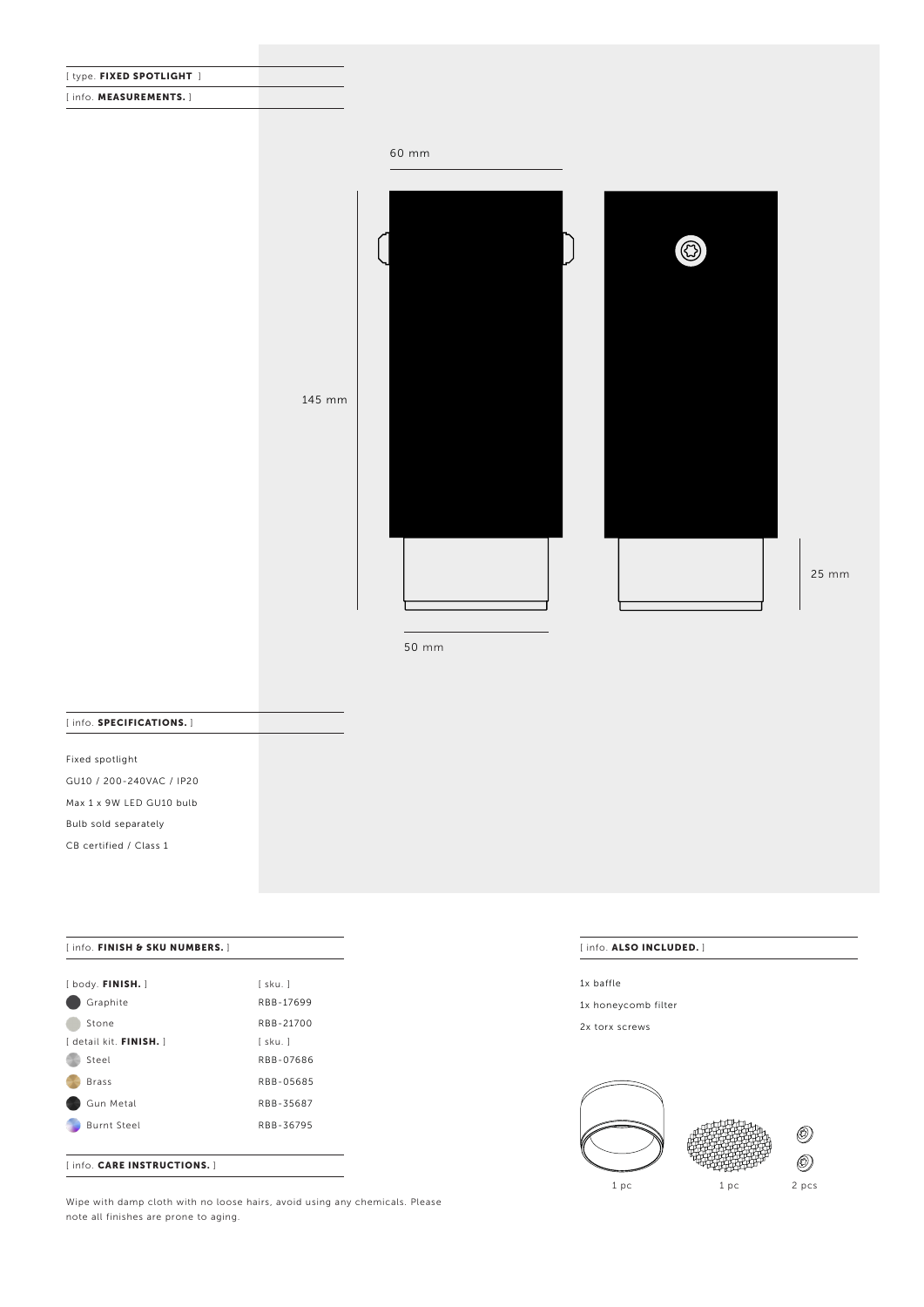[ type. **FIXED SPOTLIGHT** ]

[ info. **MEASUREMENTS.** ]

60 mm

145 mm

25 mm

50 mm

[ info. **SPECIFICATIONS.** ]

Fixed spotlight

GU10 / 200-240VAC / IP20

Max 1 x 9W LED GU10 bulb

Bulb sold separately

CB certified / Class 1

[ info. **FINISH & SKU NUMBERS.** ]

| [ body. **FINISH.** ] | [ sku. ] |
|---|---|
| Graphite | RBB-17699 |
| Stone | RBB-21700 |
| [ detail kit. **FINISH.** ] | [ sku. ] |
| Steel | RBB-07686 |
| Brass | RBB-05685 |
| Gun Metal | RBB-35687 |
| Burnt Steel | RBB-36795 |

[ info. **CARE INSTRUCTIONS.** ]

Wipe with damp cloth with no loose hairs, avoid using any chemicals. Please note all finishes are prone to aging.

[ info. **ALSO INCLUDED.** ]

1x baffle

1x honeycomb filter

2x torx screws

1 pc

1 pc

2 pcs